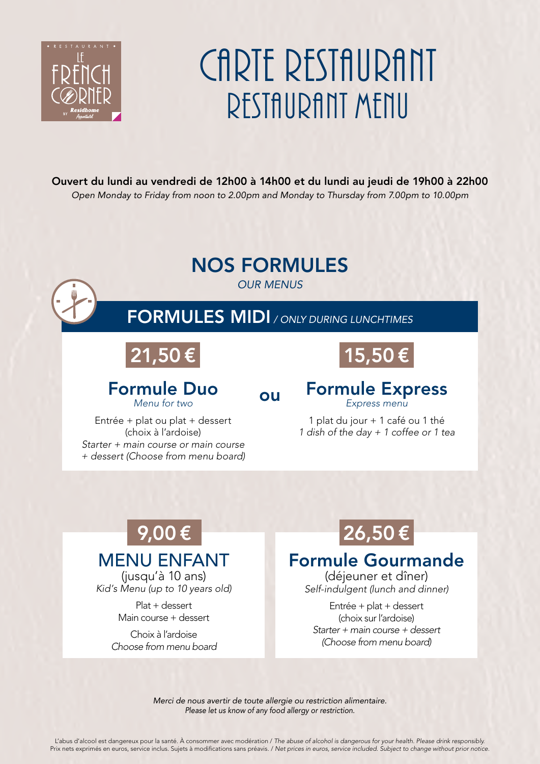# CARTE RESTAURANT
# RESTAURANT MENU

**Ouvert du lundi au vendredi de 12h00 à 14h00 et du lundi au jeudi de 19h00 à 22h00**
*Open Monday to Friday from noon to 2.00pm and Monday to Thursday from 7.00pm to 10.00pm*

## NOS FORMULES
*OUR MENUS*

### FORMULES MIDI / *ONLY DURING LUNCHTIMES*

**21,50 €**

### Formule Duo
*Menu for two*

Entrée + plat ou plat + dessert
(choix à l'ardoise)
*Starter + main course or main course + dessert (Choose from menu board)*

**ou**

**15,50 €**

### Formule Express
*Express menu*

1 plat du jour + 1 café ou 1 thé
*1 dish of the day + 1 coffee or 1 tea*

**9,00 €**

### MENU ENFANT
(jusqu'à 10 ans)
*Kid's Menu (up to 10 years old)*

Plat + dessert
Main course + dessert

Choix à l'ardoise
*Choose from menu board*

**26,50 €**

### Formule Gourmande
(déjeuner et dîner)
*Self-indulgent (lunch and dinner)*

Entrée + plat + dessert
(choix sur l'ardoise)
*Starter + main course + dessert (Choose from menu board)*

*Merci de nous avertir de toute allergie ou restriction alimentaire.*
*Please let us know of any food allergy or restriction.*

L'abus d'alcool est dangereux pour la santé. À consommer avec modération / *The abuse of alcohol is dangerous for your health. Please drink responsibly.*
Prix nets exprimés en euros, service inclus. Sujets à modifications sans préavis. / *Net prices in euros, service included. Subject to change without prior notice.*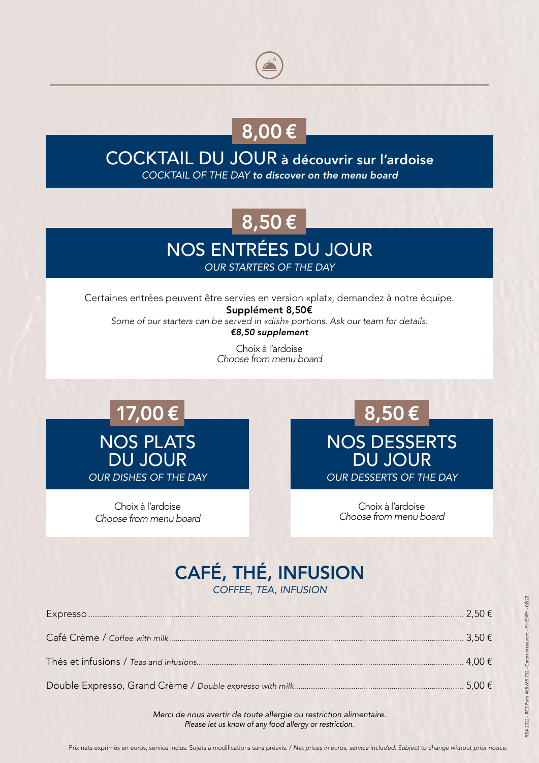8,00 €

## COCKTAIL DU JOUR **à découvrir sur l'ardoise**

*COCKTAIL OF THE DAY* ***to discover on the menu board***

8,50 €

## NOS ENTRÉES DU JOUR

*OUR STARTERS OF THE DAY*

Certaines entrées peuvent être servies en version «plat», demandez à notre équipe.
**Supplément 8,50€**
*Some of our starters can be served in «dish» portions. Ask our team for details.*
***€8,50 supplement***

Choix à l'ardoise
*Choose from menu board*

17,00 €

## NOS PLATS DU JOUR

*OUR DISHES OF THE DAY*

Choix à l'ardoise
*Choose from menu board*

8,50 €

## NOS DESSERTS DU JOUR

*OUR DESSERTS OF THE DAY*

Choix à l'ardoise
*Choose from menu board*

## CAFÉ, THÉ, INFUSION

*COFFEE, TEA, INFUSION*

| | |
|---|---|
| Expresso | 2,50 € |
| Café Crème / *Coffee with milk* | 3,50 € |
| Thés et infusions / *Teas and infusions* | 4,00 € |
| Double Expresso, Grand Crème / *Double expresso with milk* | 5,00 € |

*Merci de nous avertir de toute allergie ou restriction alimentaire.*
*Please let us know of any food allergy or restriction.*

Prix nets exprimés en euros, service inclus. Sujets à modifications sans préavis. / *Net prices in euros, service included. Subject to change without prior notice.*

REA 2022 - RCS Paris 488 885 732 - Cartes restaurant - RH EVRY - 02/22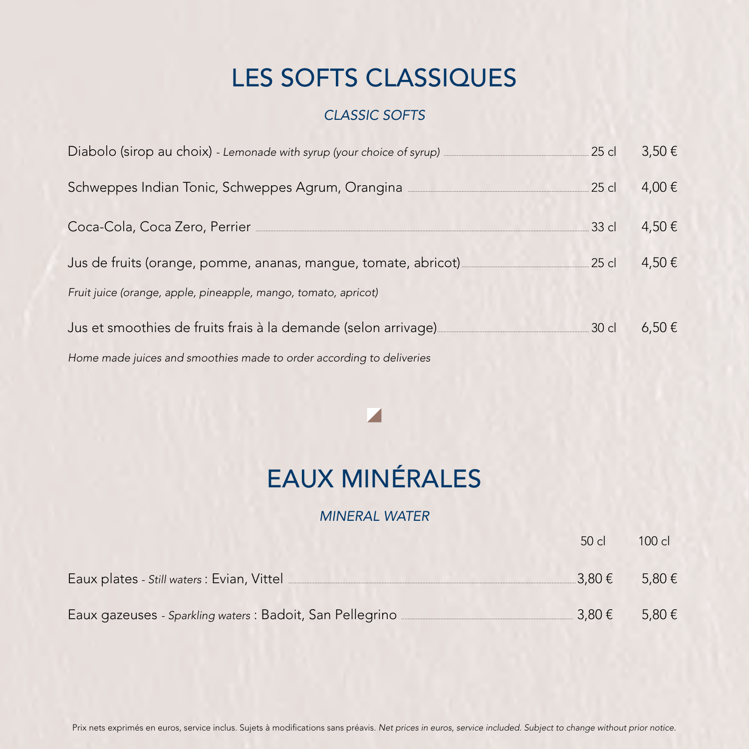# LES SOFTS CLASSIQUES

*CLASSIC SOFTS*

| | | |
|---|---|---|
| Diabolo (sirop au choix) - *Lemonade with syrup (your choice of syrup)* | 25 cl | 3,50 € |
| Schweppes Indian Tonic, Schweppes Agrum, Orangina | 25 cl | 4,00 € |
| Coca-Cola, Coca Zero, Perrier | 33 cl | 4,50 € |
| Jus de fruits (orange, pomme, ananas, mangue, tomate, abricot)<br>*Fruit juice (orange, apple, pineapple, mango, tomato, apricot)* | 25 cl | 4,50 € |
| Jus et smoothies de fruits frais à la demande (selon arrivage)<br>*Home made juices and smoothies made to order according to deliveries* | 30 cl | 6,50 € |

# EAUX MINÉRALES

*MINERAL WATER*

| | 50 cl | 100 cl |
|---|---|---|
| Eaux plates - *Still waters* : Evian, Vittel | 3,80 € | 5,80 € |
| Eaux gazeuses - *Sparkling waters* : Badoit, San Pellegrino | 3,80 € | 5,80 € |

Prix nets exprimés en euros, service inclus. Sujets à modifications sans préavis. *Net prices in euros, service included. Subject to change without prior notice.*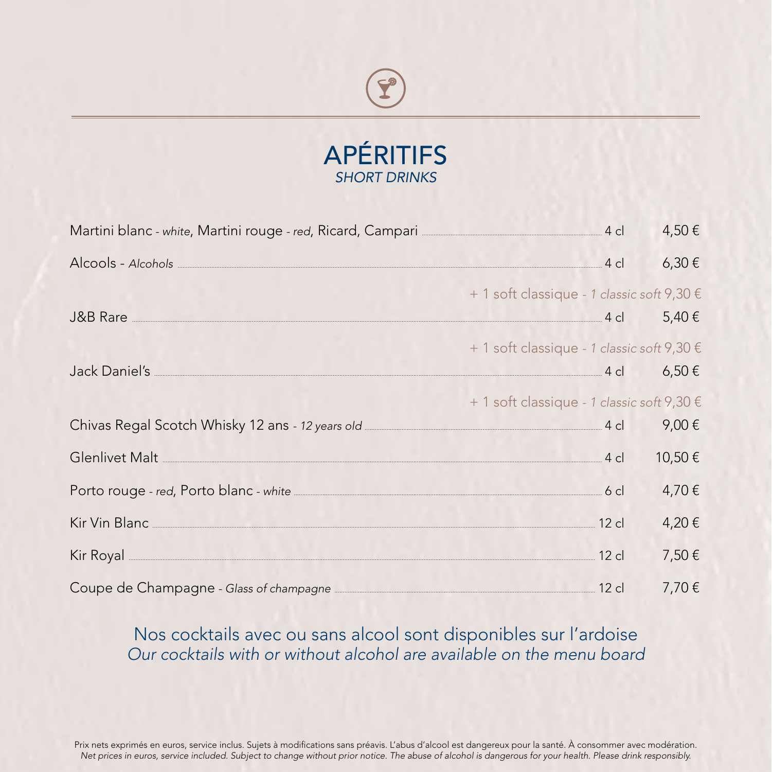# APÉRITIFS
*SHORT DRINKS*

| | | |
|---|---|---|
| Martini blanc - *white*, Martini rouge - *red*, Ricard, Campari | 4 cl | 4,50 € |
| Alcools - *Alcohols* | 4 cl | 6,30 € |
| | + 1 soft classique - *1 classic soft* | 9,30 € |
| J&B Rare | 4 cl | 5,40 € |
| | + 1 soft classique - *1 classic soft* | 9,30 € |
| Jack Daniel's | 4 cl | 6,50 € |
| | + 1 soft classique - *1 classic soft* | 9,30 € |
| Chivas Regal Scotch Whisky 12 ans - *12 years old* | 4 cl | 9,00 € |
| Glenlivet Malt | 4 cl | 10,50 € |
| Porto rouge - *red*, Porto blanc - *white* | 6 cl | 4,70 € |
| Kir Vin Blanc | 12 cl | 4,20 € |
| Kir Royal | 12 cl | 7,50 € |
| Coupe de Champagne - *Glass of champagne* | 12 cl | 7,70 € |

Nos cocktails avec ou sans alcool sont disponibles sur l'ardoise
*Our cocktails with or without alcohol are available on the menu board*

Prix nets exprimés en euros, service inclus. Sujets à modifications sans préavis. L'abus d'alcool est dangereux pour la santé. À consommer avec modération.
*Net prices in euros, service included. Subject to change without prior notice. The abuse of alcohol is dangerous for your health. Please drink responsibly.*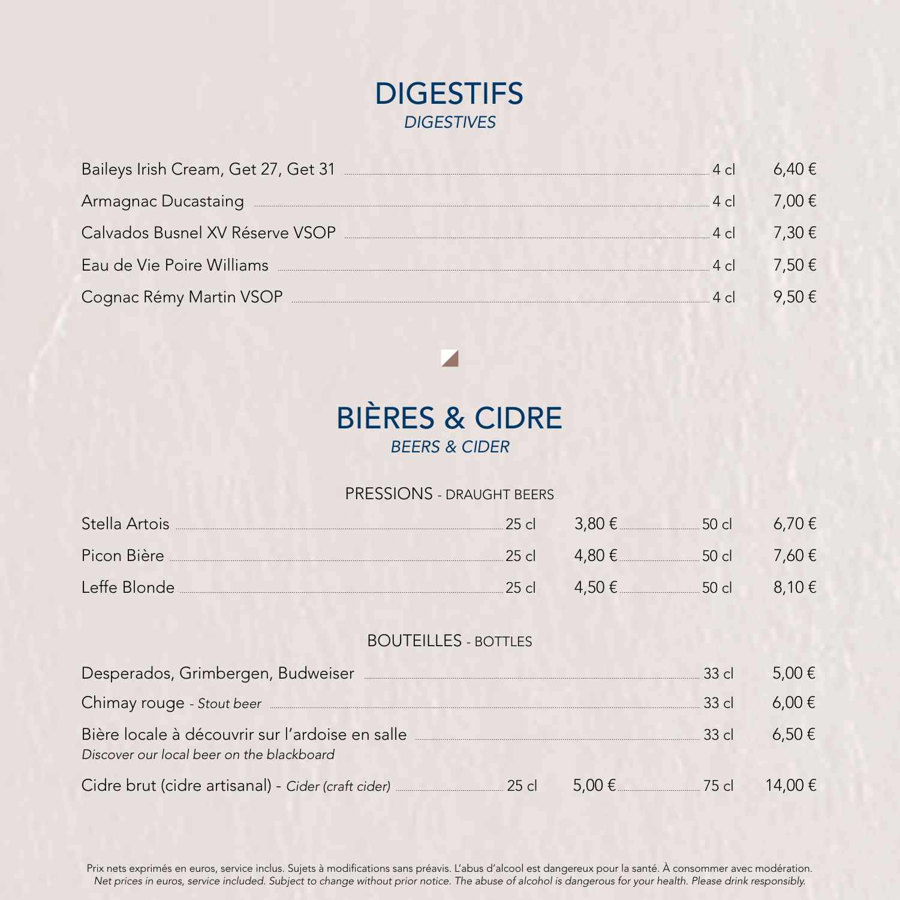# DIGESTIFS

*DIGESTIVES*

| | | |
|---|---|---|
| Baileys Irish Cream, Get 27, Get 31 | 4 cl | 6,40 € |
| Armagnac Ducastaing | 4 cl | 7,00 € |
| Calvados Busnel XV Réserve VSOP | 4 cl | 7,30 € |
| Eau de Vie Poire Williams | 4 cl | 7,50 € |
| Cognac Rémy Martin VSOP | 4 cl | 9,50 € |

# BIÈRES & CIDRE

*BEERS & CIDER*

## PRESSIONS - DRAUGHT BEERS

| | | | | |
|---|---|---|---|---|
| Stella Artois | 25 cl | 3,80 € | 50 cl | 6,70 € |
| Picon Bière | 25 cl | 4,80 € | 50 cl | 7,60 € |
| Leffe Blonde | 25 cl | 4,50 € | 50 cl | 8,10 € |

## BOUTEILLES - BOTTLES

| | | | | |
|---|---|---|---|---|
| Desperados, Grimbergen, Budweiser | | | 33 cl | 5,00 € |
| Chimay rouge - *Stout beer* | | | 33 cl | 6,00 € |
| Bière locale à découvrir sur l'ardoise en salle<br>*Discover our local beer on the blackboard* | | | 33 cl | 6,50 € |
| Cidre brut (cidre artisanal) - *Cider (craft cider)* | 25 cl | 5,00 € | 75 cl | 14,00 € |

Prix nets exprimés en euros, service inclus. Sujets à modifications sans préavis. L'abus d'alcool est dangereux pour la santé. À consommer avec modération.
*Net prices in euros, service included. Subject to change without prior notice. The abuse of alcohol is dangerous for your health. Please drink responsibly.*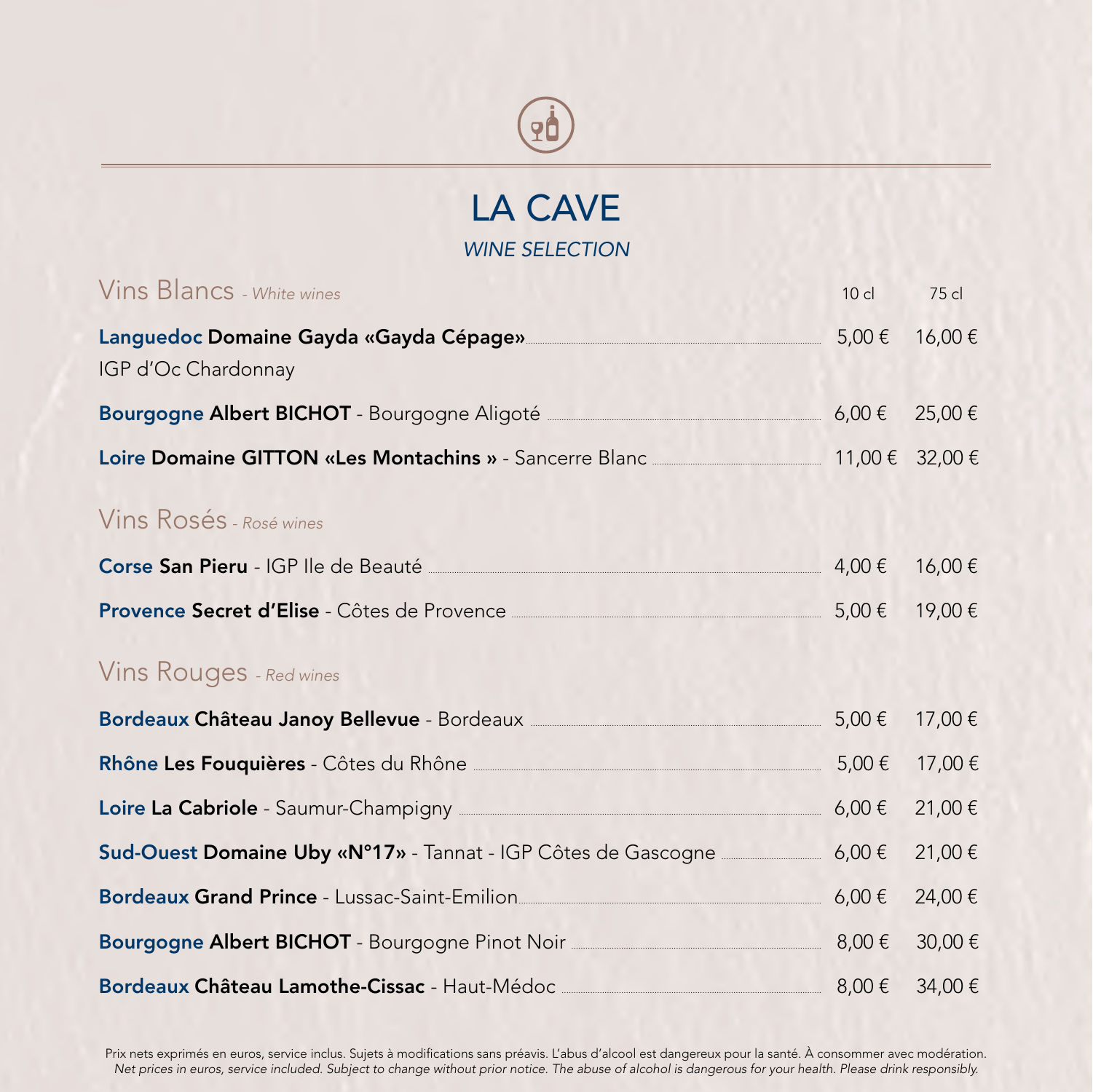# LA CAVE

*WINE SELECTION*

## Vins Blancs *- White wines*

| | 10 cl | 75 cl |
|---|---|---|
| **Languedoc Domaine Gayda «Gayda Cépage»** IGP d'Oc Chardonnay | 5,00 € | 16,00 € |
| **Bourgogne Albert BICHOT** - Bourgogne Aligoté | 6,00 € | 25,00 € |
| **Loire Domaine GITTON «Les Montachins »** - Sancerre Blanc | 11,00 € | 32,00 € |

## Vins Rosés *- Rosé wines*

| | 10 cl | 75 cl |
|---|---|---|
| **Corse San Pieru** - IGP Ile de Beauté | 4,00 € | 16,00 € |
| **Provence Secret d'Elise** - Côtes de Provence | 5,00 € | 19,00 € |

## Vins Rouges *- Red wines*

| | 10 cl | 75 cl |
|---|---|---|
| **Bordeaux Château Janoy Bellevue** - Bordeaux | 5,00 € | 17,00 € |
| **Rhône Les Fouquières** - Côtes du Rhône | 5,00 € | 17,00 € |
| **Loire La Cabriole** - Saumur-Champigny | 6,00 € | 21,00 € |
| **Sud-Ouest Domaine Uby «N°17»** - Tannat - IGP Côtes de Gascogne | 6,00 € | 21,00 € |
| **Bordeaux Grand Prince** - Lussac-Saint-Emilion | 6,00 € | 24,00 € |
| **Bourgogne Albert BICHOT** - Bourgogne Pinot Noir | 8,00 € | 30,00 € |
| **Bordeaux Château Lamothe-Cissac** - Haut-Médoc | 8,00 € | 34,00 € |

Prix nets exprimés en euros, service inclus. Sujets à modifications sans préavis. L'abus d'alcool est dangereux pour la santé. À consommer avec modération.
*Net prices in euros, service included. Subject to change without prior notice. The abuse of alcohol is dangerous for your health. Please drink responsibly.*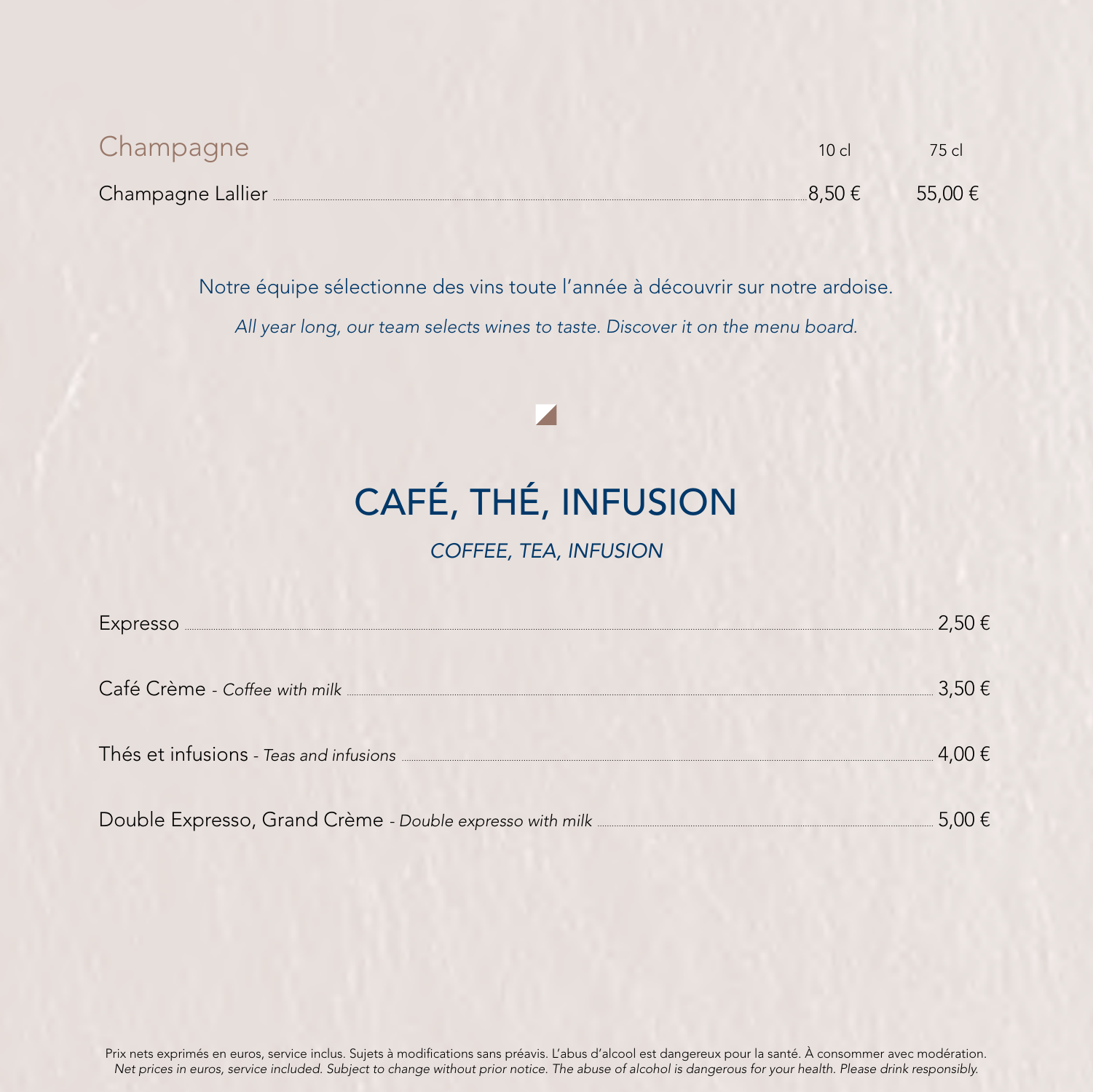## Champagne

| | 10 cl | 75 cl |
|---|---|---|
| Champagne Lallier | 8,50 € | 55,00 € |

Notre équipe sélectionne des vins toute l'année à découvrir sur notre ardoise.

*All year long, our team selects wines to taste. Discover it on the menu board.*

# CAFÉ, THÉ, INFUSION

*COFFEE, TEA, INFUSION*

| | |
|---|---|
| Expresso | 2,50 € |
| Café Crème - *Coffee with milk* | 3,50 € |
| Thés et infusions - *Teas and infusions* | 4,00 € |
| Double Expresso, Grand Crème - *Double expresso with milk* | 5,00 € |

Prix nets exprimés en euros, service inclus. Sujets à modifications sans préavis. L'abus d'alcool est dangereux pour la santé. À consommer avec modération.
*Net prices in euros, service included. Subject to change without prior notice. The abuse of alcohol is dangerous for your health. Please drink responsibly.*